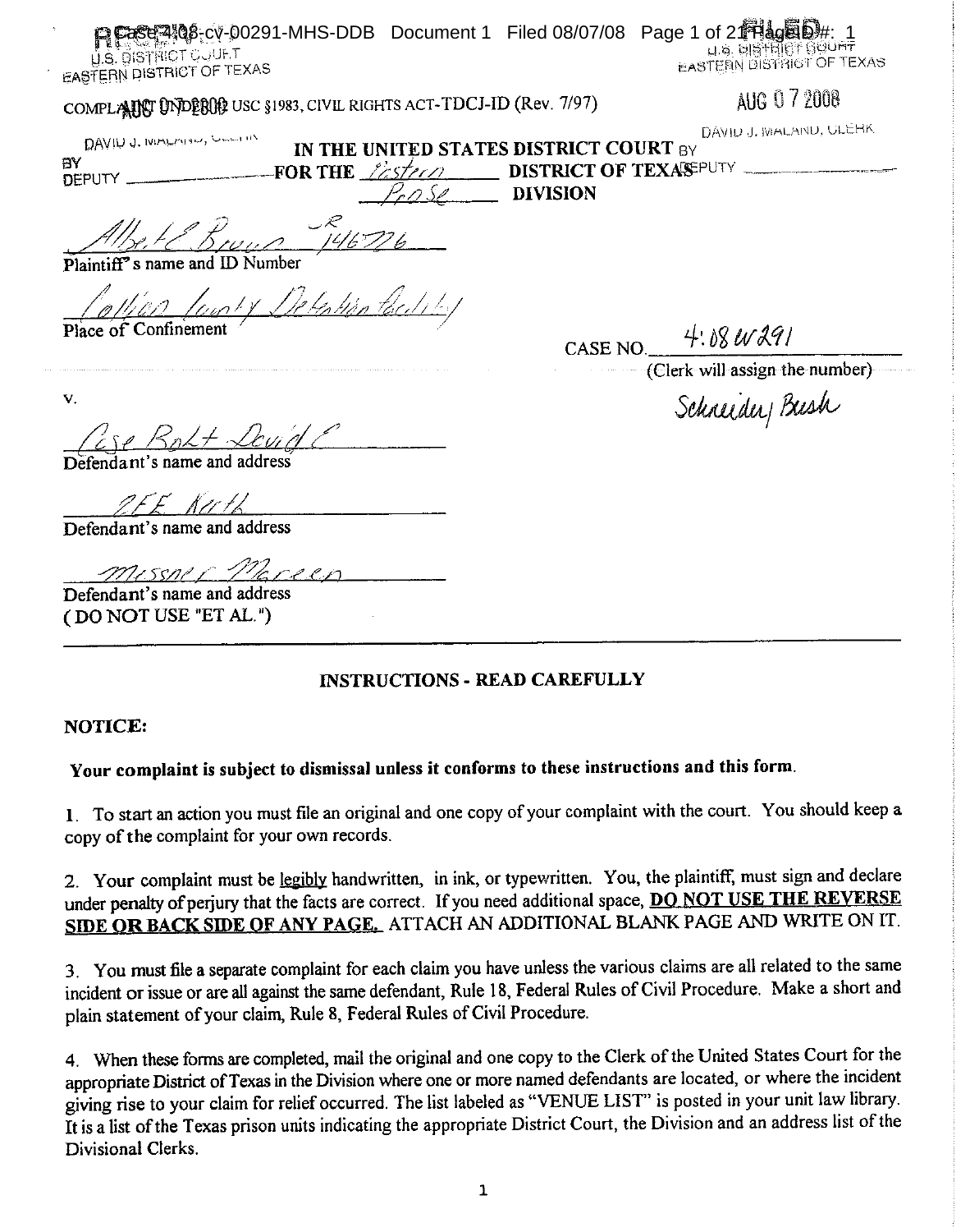RECEIVED
U.S. DISTRICT COURT
EASTERN DISTRICT OF TEXAS

FILED
U.S. DISTRICT COURT
EASTERN DISTRICT OF TEXAS

AUG 07 2008

DAVID J. MALAND, CLERK
BY
DEPUTY ______

COMPLAINT UNDER 42 USC §1983, CIVIL RIGHTS ACT-TDCJ-ID (Rev. 7/97)

AUG 07 2008

DAVID J. MALAND, CLERK
BY
DEPUTY ______

**IN THE UNITED STATES DISTRICT COURT**
**FOR THE** Eastern **DISTRICT OF TEXAS**
Pro Se **DIVISION**

Albert E Brown JR 146776
Plaintiff's name and ID Number

Collin County Detention Facility
Place of Confinement

CASE NO. 4:08cv291
(Clerk will assign the number)

Schneider/Bush

v.

Case Bolt David C
Defendant's name and address

2FE Kath
Defendant's name and address

Messner Mareen
Defendant's name and address
(DO NOT USE "ET AL.")

---

**INSTRUCTIONS - READ CAREFULLY**

**NOTICE:**

**Your complaint is subject to dismissal unless it conforms to these instructions and this form.**

1. To start an action you must file an original and one copy of your complaint with the court. You should keep a copy of the complaint for your own records.

2. Your complaint must be legibly handwritten, in ink, or typewritten. You, the plaintiff, must sign and declare under penalty of perjury that the facts are correct. If you need additional space, **DO NOT USE THE REVERSE SIDE OR BACK SIDE OF ANY PAGE.** ATTACH AN ADDITIONAL BLANK PAGE AND WRITE ON IT.

3. You must file a separate complaint for each claim you have unless the various claims are all related to the same incident or issue or are all against the same defendant, Rule 18, Federal Rules of Civil Procedure. Make a short and plain statement of your claim, Rule 8, Federal Rules of Civil Procedure.

4. When these forms are completed, mail the original and one copy to the Clerk of the United States Court for the appropriate District of Texas in the Division where one or more named defendants are located, or where the incident giving rise to your claim for relief occurred. The list labeled as "VENUE LIST" is posted in your unit law library. It is a list of the Texas prison units indicating the appropriate District Court, the Division and an address list of the Divisional Clerks.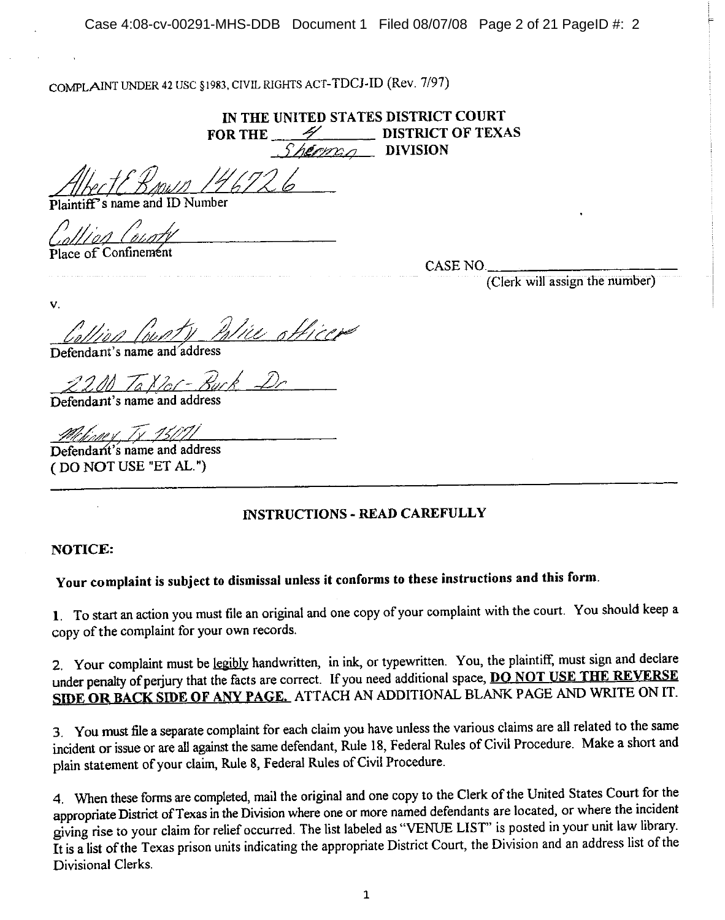COMPLAINT UNDER 42 USC §1983, CIVIL RIGHTS ACT-TDCJ-ID (Rev. 7/97)

**IN THE UNITED STATES DISTRICT COURT**
**FOR THE** 4 **DISTRICT OF TEXAS**
Sherman **DIVISION**

Albert E Brown 146726
Plaintiff's name and ID Number

Collion County
Place of Confinement

CASE NO.________________
(Clerk will assign the number)

v.

Collion County Police officer
Defendant's name and address

2200 Taylor-Burk Dr
Defendant's name and address

Mckinney Tx 75071
Defendant's name and address
(DO NOT USE "ET AL.")

---

## INSTRUCTIONS - READ CAREFULLY

**NOTICE:**

**Your complaint is subject to dismissal unless it conforms to these instructions and this form.**

1. To start an action you must file an original and one copy of your complaint with the court. You should keep a copy of the complaint for your own records.

2. Your complaint must be legibly handwritten, in ink, or typewritten. You, the plaintiff, must sign and declare under penalty of perjury that the facts are correct. If you need additional space, **DO NOT USE THE REVERSE SIDE OR BACK SIDE OF ANY PAGE.** ATTACH AN ADDITIONAL BLANK PAGE AND WRITE ON IT.

3. You must file a separate complaint for each claim you have unless the various claims are all related to the same incident or issue or are all against the same defendant, Rule 18, Federal Rules of Civil Procedure. Make a short and plain statement of your claim, Rule 8, Federal Rules of Civil Procedure.

4. When these forms are completed, mail the original and one copy to the Clerk of the United States Court for the appropriate District of Texas in the Division where one or more named defendants are located, or where the incident giving rise to your claim for relief occurred. The list labeled as "VENUE LIST" is posted in your unit law library. It is a list of the Texas prison units indicating the appropriate District Court, the Division and an address list of the Divisional Clerks.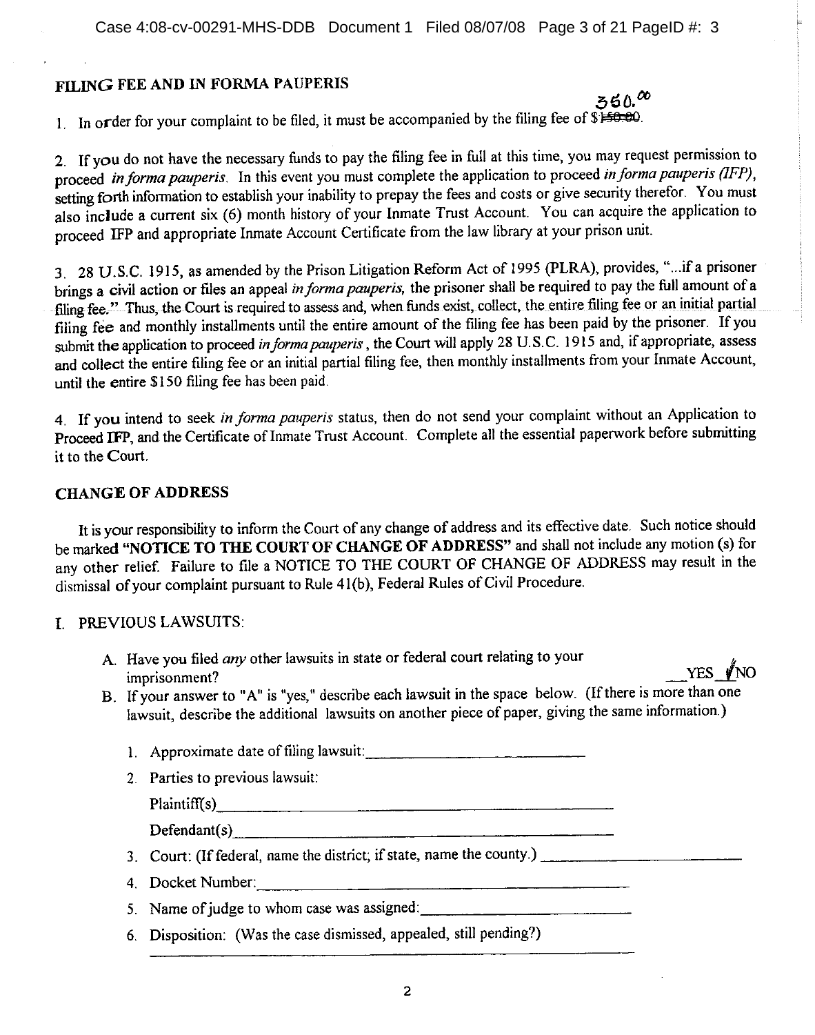## FILING FEE AND IN FORMA PAUPERIS

1. In order for your complaint to be filed, it must be accompanied by the filing fee of $~~150.00~~ 350.00.

2. If you do not have the necessary funds to pay the filing fee in full at this time, you may request permission to proceed *in forma pauperis*. In this event you must complete the application to proceed *in forma pauperis (IFP)*, setting forth information to establish your inability to prepay the fees and costs or give security therefor. You must also include a current six (6) month history of your Inmate Trust Account. You can acquire the application to proceed IFP and appropriate Inmate Account Certificate from the law library at your prison unit.

3. 28 U.S.C. 1915, as amended by the Prison Litigation Reform Act of 1995 (PLRA), provides, "...if a prisoner brings a civil action or files an appeal *in forma pauperis,* the prisoner shall be required to pay the full amount of a filing fee." Thus, the Court is required to assess and, when funds exist, collect, the entire filing fee or an initial partial filing fee and monthly installments until the entire amount of the filing fee has been paid by the prisoner. If you submit the application to proceed *in forma pauperis*, the Court will apply 28 U.S.C. 1915 and, if appropriate, assess and collect the entire filing fee or an initial partial filing fee, then monthly installments from your Inmate Account, until the entire $150 filing fee has been paid.

4. If you intend to seek *in forma pauperis* status, then do not send your complaint without an Application to Proceed IFP, and the Certificate of Inmate Trust Account. Complete all the essential paperwork before submitting it to the Court.

## CHANGE OF ADDRESS

It is your responsibility to inform the Court of any change of address and its effective date. Such notice should be marked **"NOTICE TO THE COURT OF CHANGE OF ADDRESS"** and shall not include any motion (s) for any other relief. Failure to file a NOTICE TO THE COURT OF CHANGE OF ADDRESS may result in the dismissal of your complaint pursuant to Rule 41(b), Federal Rules of Civil Procedure.

## I. PREVIOUS LAWSUITS:

A. Have you filed *any* other lawsuits in state or federal court relating to your imprisonment? ___YES _✓_NO

B. If your answer to "A" is "yes," describe each lawsuit in the space below. (If there is more than one lawsuit, describe the additional lawsuits on another piece of paper, giving the same information.)

1. Approximate date of filing lawsuit: ____________________
2. Parties to previous lawsuit:

   Plaintiff(s) ____________________

   Defendant(s) ____________________
3. Court: (If federal, name the district; if state, name the county.) ____________________
4. Docket Number: ____________________
5. Name of judge to whom case was assigned: ____________________
6. Disposition: (Was the case dismissed, appealed, still pending?)

   ____________________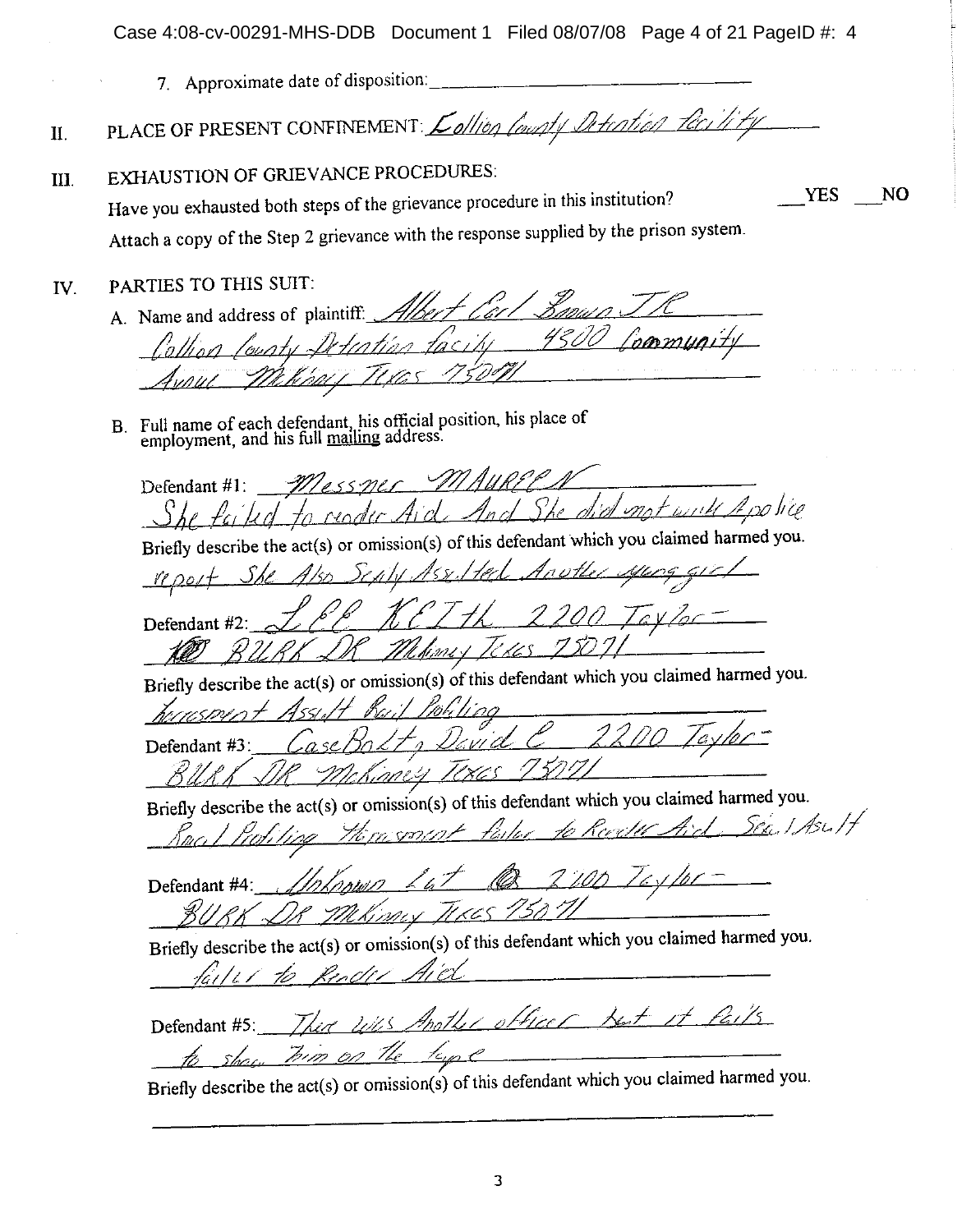7. Approximate date of disposition: ______________________

II. PLACE OF PRESENT CONFINEMENT: Collion County Detention facility

III. EXHAUSTION OF GRIEVANCE PROCEDURES:

Have you exhausted both steps of the grievance procedure in this institution? ___YES ___NO

Attach a copy of the Step 2 grievance with the response supplied by the prison system.

IV. PARTIES TO THIS SUIT:

A. Name and address of plaintiff: Albert Carl Brown JR
Collion County Detention facility 4300 Community
Avnue Mckinny Texas 75071

B. Full name of each defendant, his official position, his place of employment, and his full mailing address.

Defendant #1: Messner MAUREEN
She failed to render Aid. And She did not write A police

Briefly describe the act(s) or omission(s) of this defendant which you claimed harmed you.

report She Also Sexaly Assulted Another young girl

Defendant #2: Lee KEITh 2200 Taylor-
100 BURK DR Mckinny Texas 75071

Briefly describe the act(s) or omission(s) of this defendant which you claimed harmed you.

harrasment Assult Rail Profiling

Defendant #3: CaseBolt, David C 2200 Taylor-
BURK DR McKinney Texas 75071

Briefly describe the act(s) or omission(s) of this defendant which you claimed harmed you.

Racel Profiling Harrasment failer to Render Aid, Sexel Asult

Defendant #4: Unknown Lat @ 2200 Taylor-
BURK DR McKinny Texas 75071

Briefly describe the act(s) or omission(s) of this defendant which you claimed harmed you.

failer to Render Aid

Defendant #5: Ther was Another officer but it fails
to show him on the tape

Briefly describe the act(s) or omission(s) of this defendant which you claimed harmed you.

______________________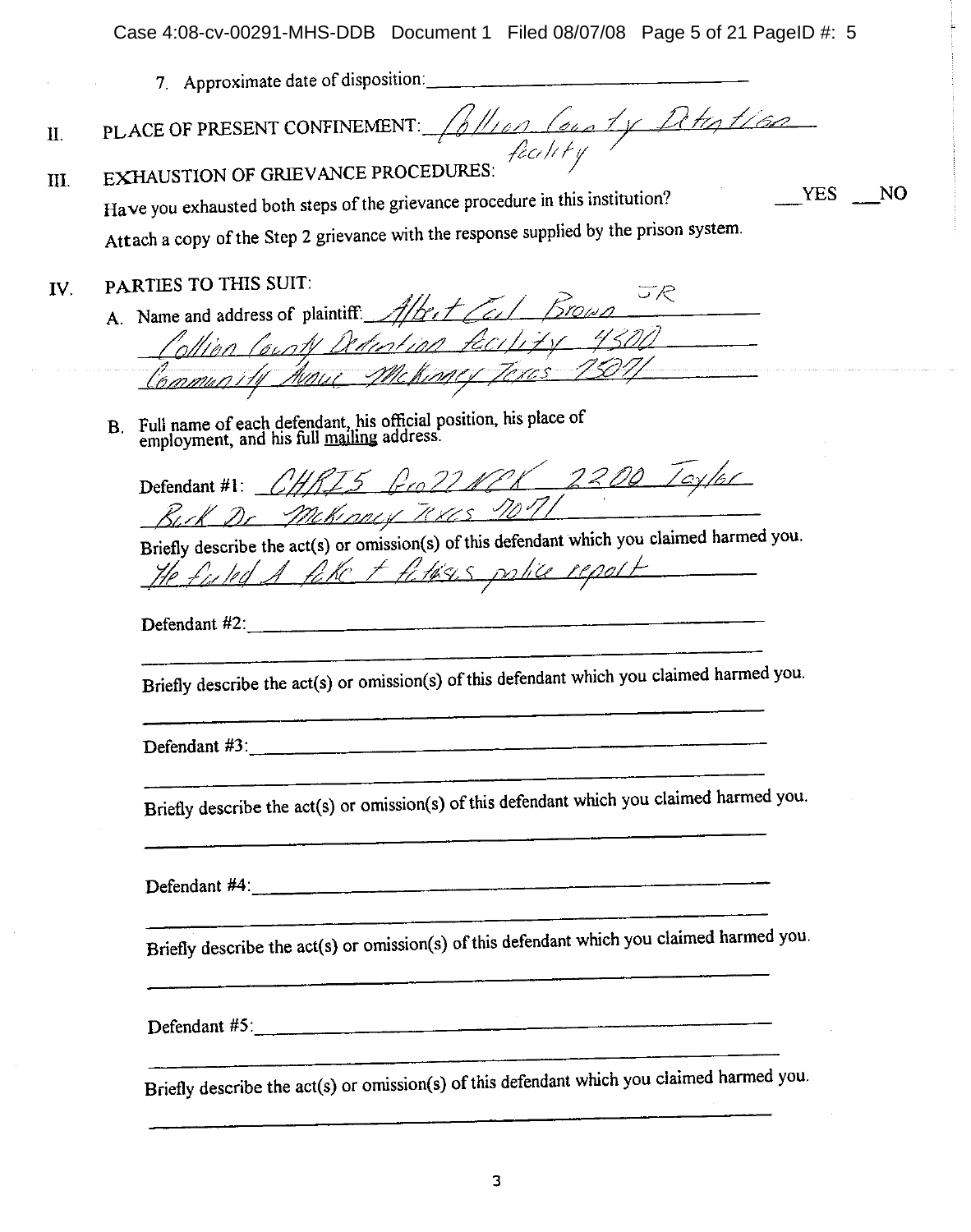7. Approximate date of disposition: ______________________________

II. PLACE OF PRESENT CONFINEMENT: Collion County Detention facility

III. EXHAUSTION OF GRIEVANCE PROCEDURES:

Have you exhausted both steps of the grievance procedure in this institution? ___YES ___NO

Attach a copy of the Step 2 grievance with the response supplied by the prison system.

IV. PARTIES TO THIS SUIT:

A. Name and address of plaintiff: Albert Carl Brown JR
Collion County Detention facility 4500
Community Avenue McKinney Texas 75071

B. Full name of each defendant, his official position, his place of employment, and his full mailing address.

Defendant #1: CHRIS Brozznek 2200 Taylor Burk Dr McKinney Texas 75071

Briefly describe the act(s) or omission(s) of this defendant which you claimed harmed you.

He filed A fake + fetisis police report

Defendant #2: ______________________________

Briefly describe the act(s) or omission(s) of this defendant which you claimed harmed you.

______________________________

Defendant #3: ______________________________

Briefly describe the act(s) or omission(s) of this defendant which you claimed harmed you.

______________________________

Defendant #4: ______________________________

Briefly describe the act(s) or omission(s) of this defendant which you claimed harmed you.

______________________________

Defendant #5: ______________________________

Briefly describe the act(s) or omission(s) of this defendant which you claimed harmed you.

______________________________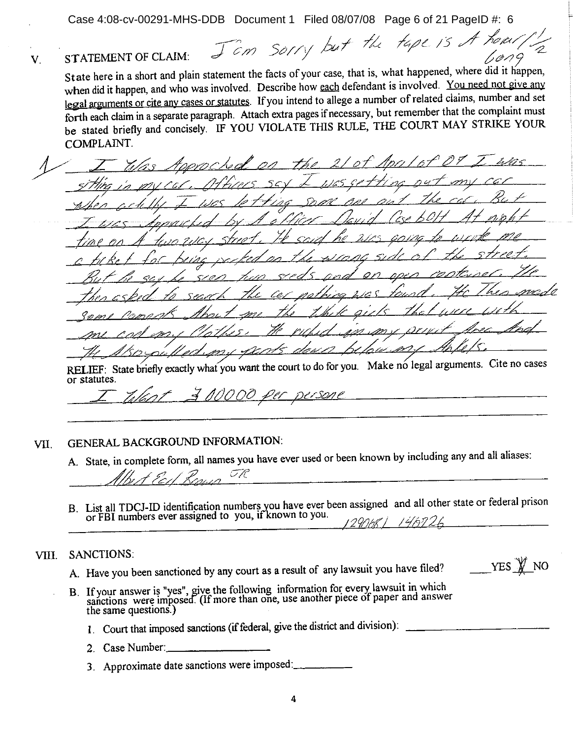V. STATEMENT OF CLAIM: I'm sorry but the tape is A hour 1/2 long

State here in a short and plain statement the facts of your case, that is, what happened, where did it happen, when did it happen, and who was involved. Describe how each defendant is involved. You need not give any legal arguments or cite any cases or statutes. If you intend to allege a number of related claims, number and set forth each claim in a separate paragraph. Attach extra pages if necessary, but remember that the complaint must be stated briefly and concisely. IF YOU VIOLATE THIS RULE, THE COURT MAY STRIKE YOUR COMPLAINT.

1. I Was Approched on the 21 of April of 07 I was sitting in my car. Officers sey I was getting out my car when actully I was letting some one out the car. But I was Approched by A officer David Casebolt At night time on A two way street. He said he was going to write me a ticket for being parked on the wrong side of the street. But he sey he seen two seeds and an open container. He then asked to search the car nothing was found. He Then made some coments About me the white girls that were with me and my Clothes. He rubed on my privit Area And He Also pulled my pants down below my Ankels.

RELIEF: State briefly exactly what you want the court to do for you. Make no legal arguments. Cite no cases or statutes.

I Want 300000 per persone

VII. GENERAL BACKGROUND INFORMATION:

A. State, in complete form, all names you have ever used or been known by including any and all aliases:

Albert Earl Brown JR

B. List all TDCJ-ID identification numbers you have ever been assigned and all other state or federal prison or FBI numbers ever assigned to you, if known to you.

1290681 1467726

VIII. SANCTIONS:

A. Have you been sanctioned by any court as a result of any lawsuit you have filed? ___YES _X_NO

B. If your answer is "yes", give the following information for every lawsuit in which sanctions were imposed. (If more than one, use another piece of paper and answer the same questions.)

1. Court that imposed sanctions (if federal, give the district and division): ______________

2. Case Number: ______________

3. Approximate date sanctions were imposed: ______________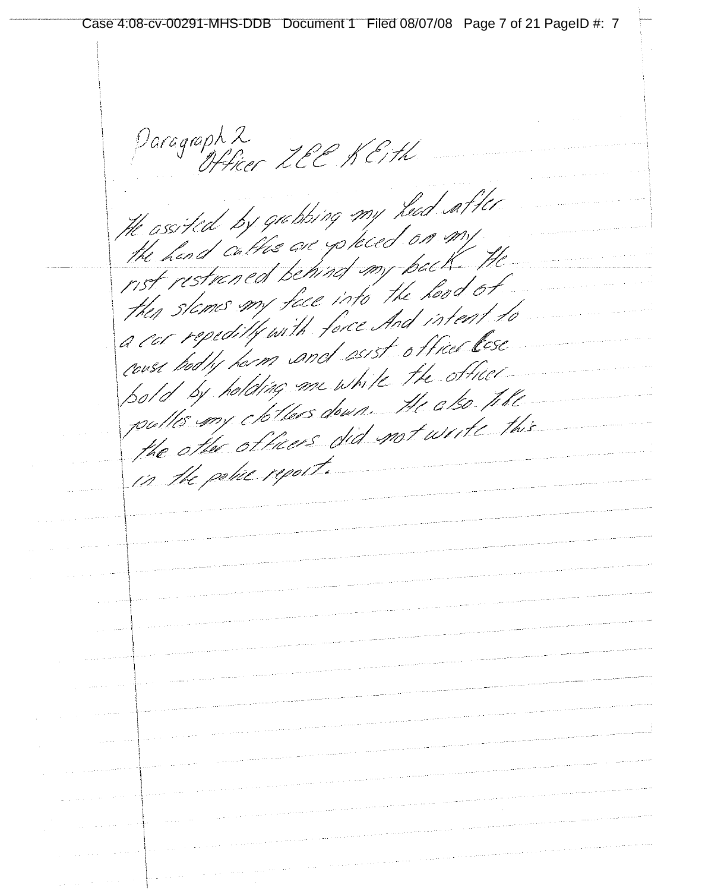Paragraph 2
Officer LEE KEith

He assited by grabbing my head after the hand caffes are placed on my rist restrained behind my back. He then slames my face into the hood of a car repeditly with force And intent to cause bodily harm and asist officer Bose bold by holding me while the officer pulles my clothes down. He also like the other officers did not write this in the police report.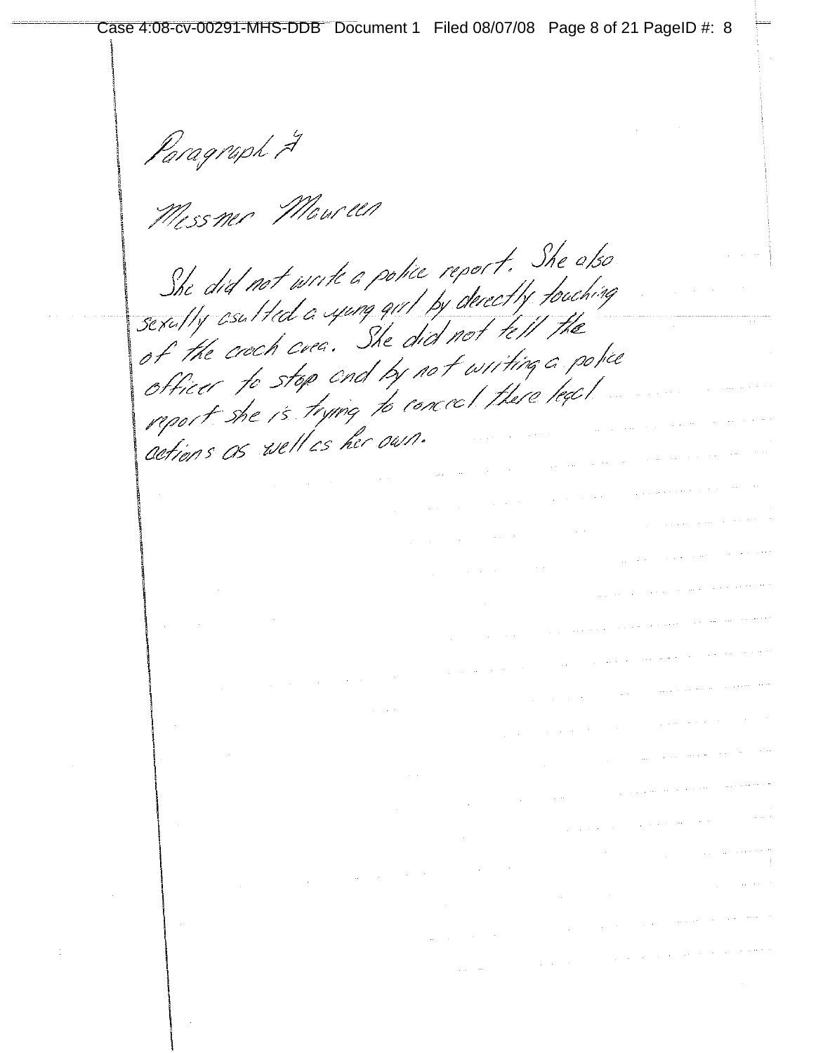Paragraph 7

Messmer Maureen

She did not write a police report. She also sexully asulted a yung girl by derectly touching of the croch area. She did not tell the officer to stop and by not writing a police report she is trying to conceal there legal actions as well as her own.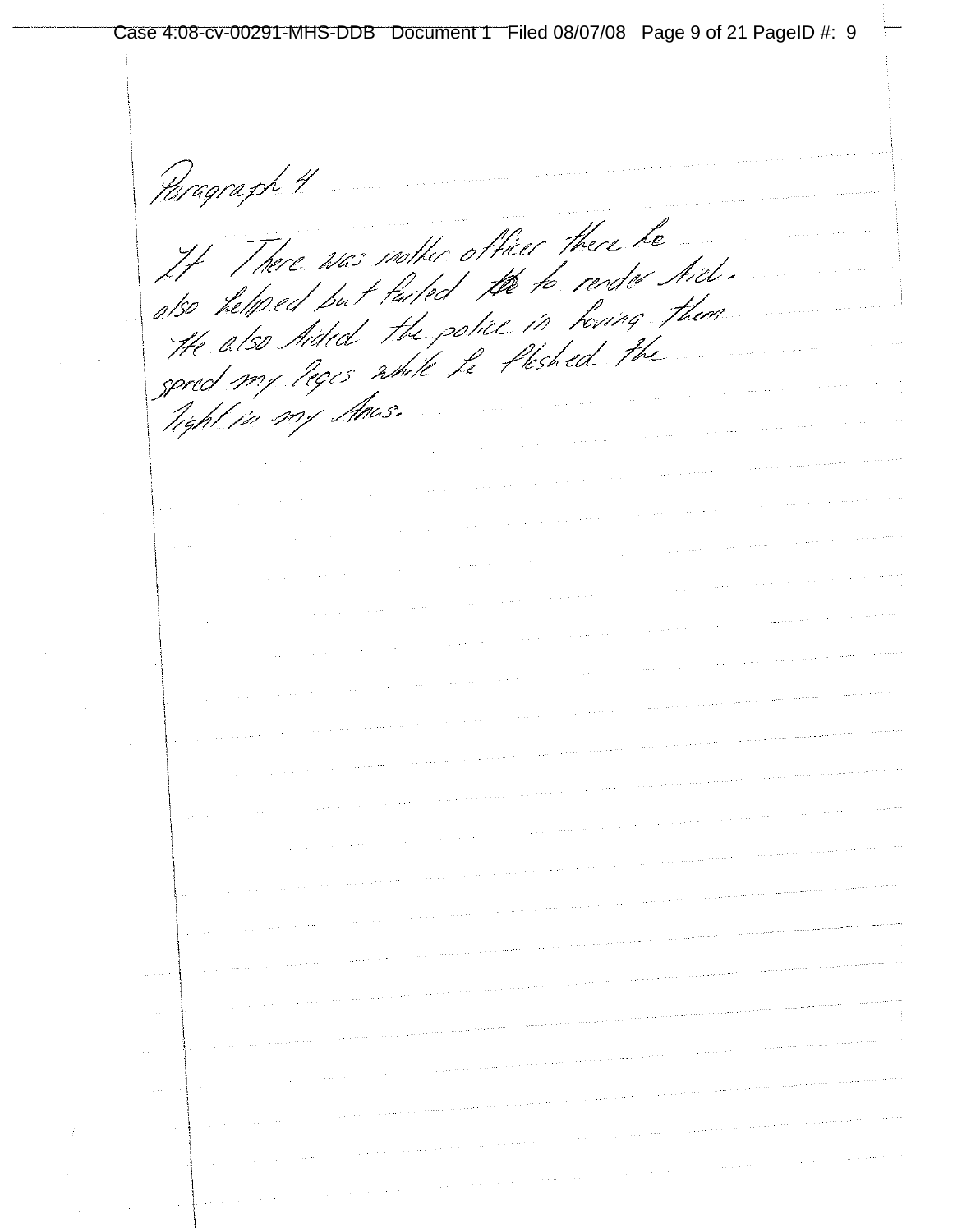Paragraph 4

It There was nother officer there he also helped but failed ~~the~~ to render Aid. He also Aided the police in having them spred my leges while he flashed the light in my Anus.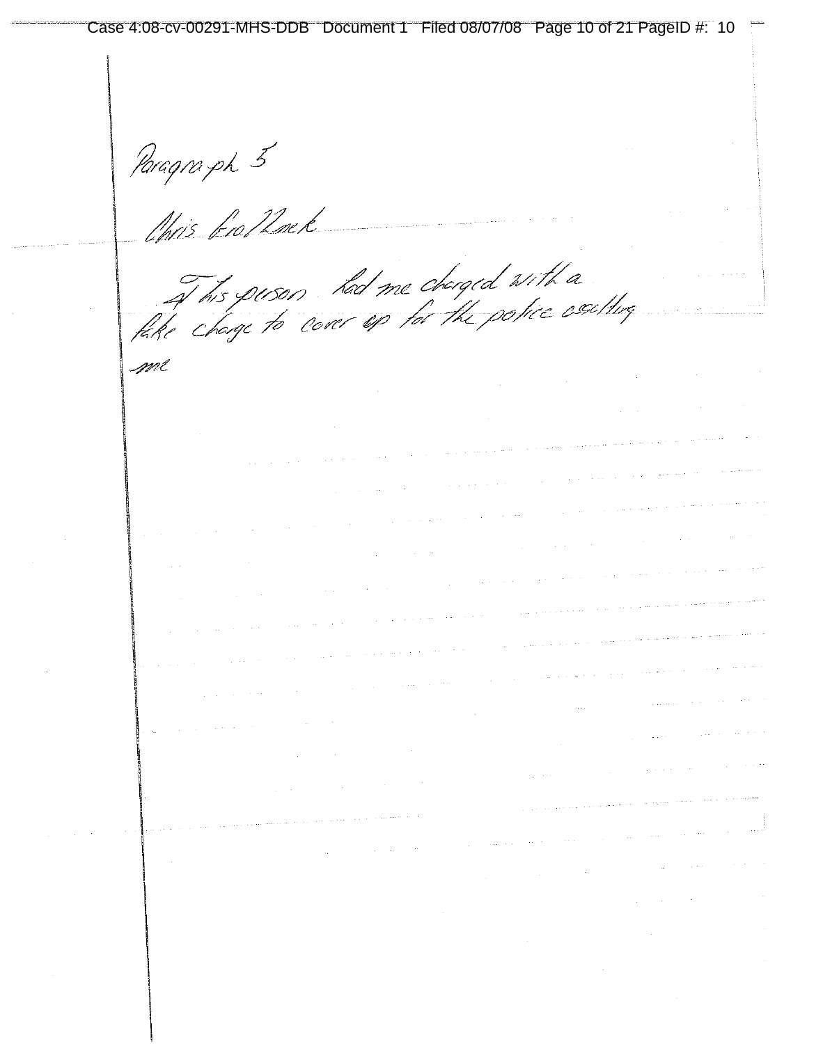Paragraph 5

Chris Krolizack

4 This person had me charged with a fake charge to cover up for the police asulting me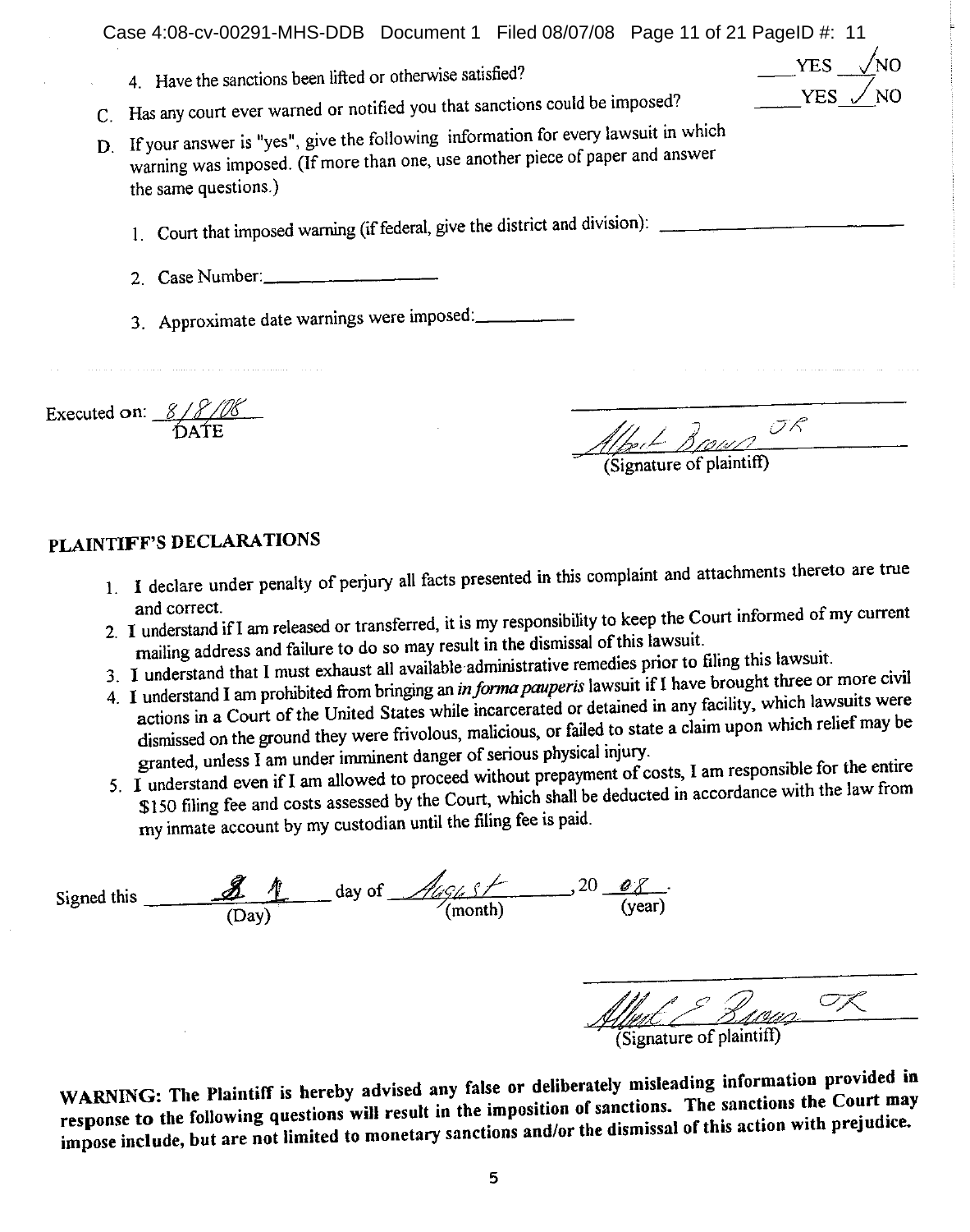4. Have the sanctions been lifted or otherwise satisfied? ____YES __✓__NO

C. Has any court ever warned or notified you that sanctions could be imposed? ____YES __✓__NO

D. If your answer is "yes", give the following information for every lawsuit in which warning was imposed. (If more than one, use another piece of paper and answer the same questions.)

1. Court that imposed warning (if federal, give the district and division): ____________________

2. Case Number: ____________________

3. Approximate date warnings were imposed: __________

Executed on: 8/8/08
DATE

Albert Brown JR
(Signature of plaintiff)

## PLAINTIFF'S DECLARATIONS

1. I declare under penalty of perjury all facts presented in this complaint and attachments thereto are true and correct.
2. I understand if I am released or transferred, it is my responsibility to keep the Court informed of my current mailing address and failure to do so may result in the dismissal of this lawsuit.
3. I understand that I must exhaust all available administrative remedies prior to filing this lawsuit.
4. I understand I am prohibited from bringing an *in forma pauperis* lawsuit if I have brought three or more civil actions in a Court of the United States while incarcerated or detained in any facility, which lawsuits were dismissed on the ground they were frivolous, malicious, or failed to state a claim upon which relief may be granted, unless I am under imminent danger of serious physical injury.
5. I understand even if I am allowed to proceed without prepayment of costs, I am responsible for the entire $150 filing fee and costs assessed by the Court, which shall be deducted in accordance with the law from my inmate account by my custodian until the filing fee is paid.

Signed this 8 1 day of August, 20 08.
(Day) (month) (year)

Albert E Brown JR
(Signature of plaintiff)

**WARNING: The Plaintiff is hereby advised any false or deliberately misleading information provided in response to the following questions will result in the imposition of sanctions. The sanctions the Court may impose include, but are not limited to monetary sanctions and/or the dismissal of this action with prejudice.**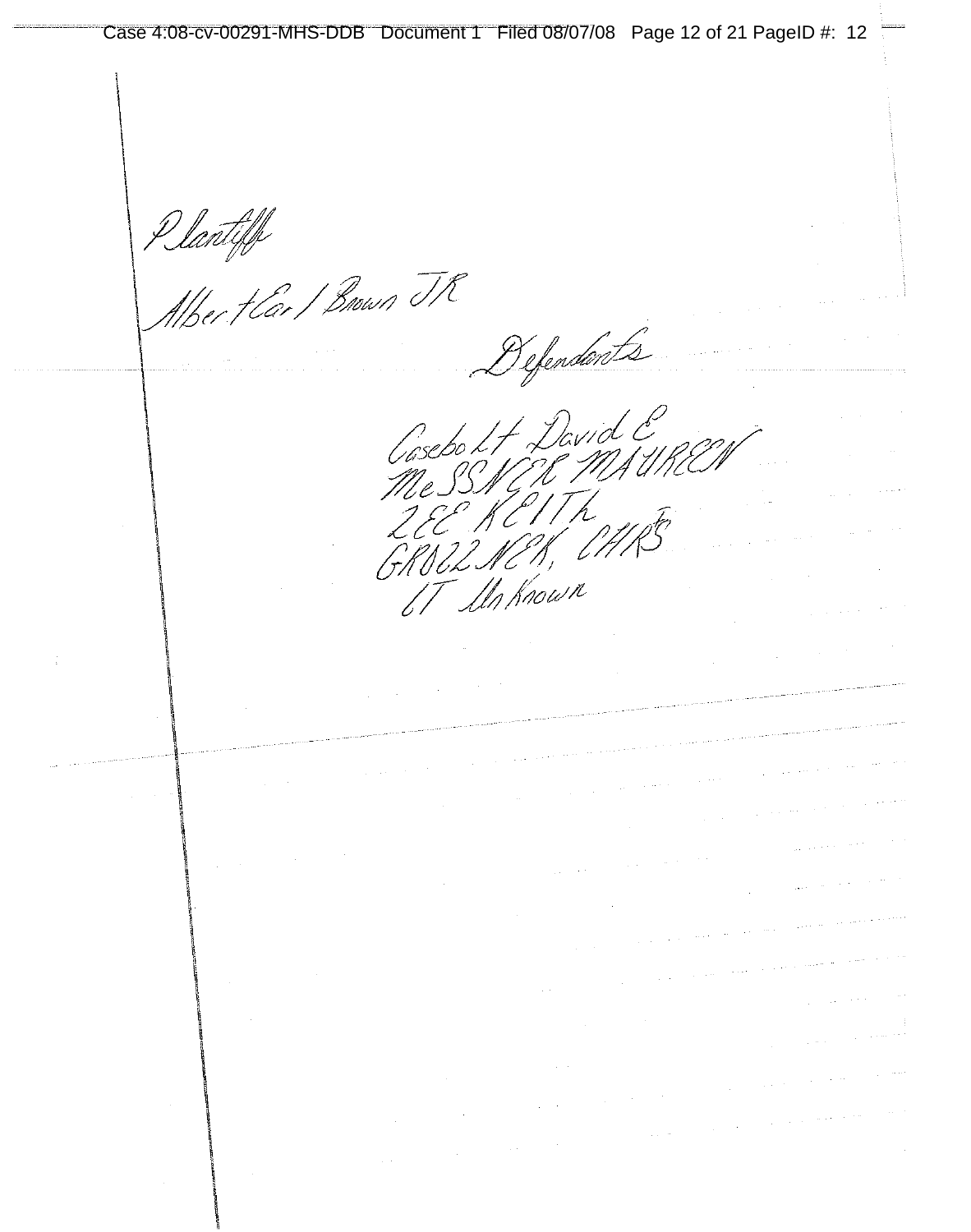Plantiff

Albert Earl Brown JR

Defendants

Casebolt Lt David E
MeSSNER MAUREEN
LEE KEITH
GRUZZNER, CHRIS
LT Un Known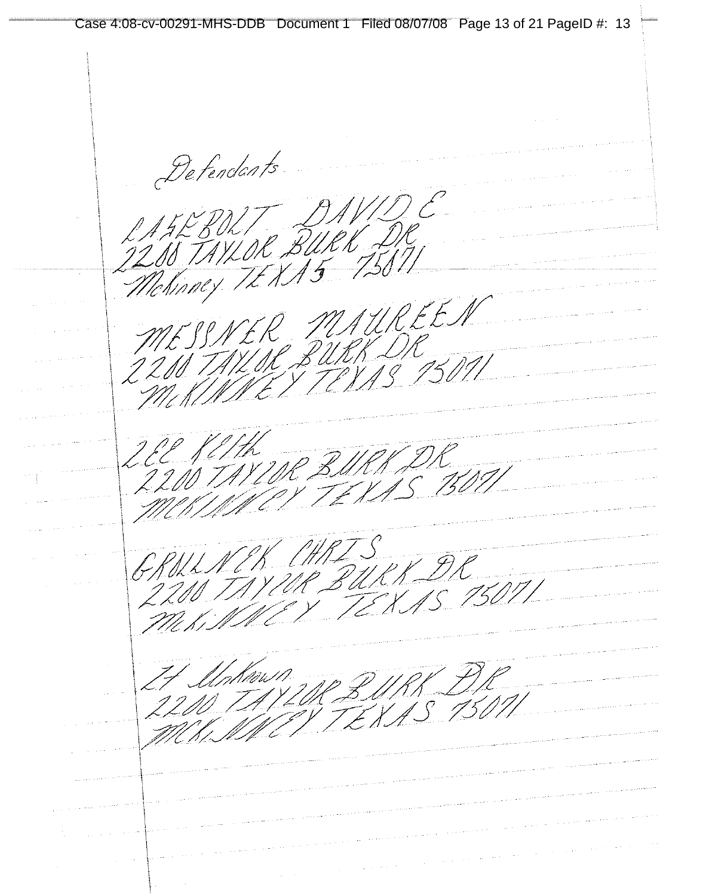Defendants

CASEBOLT DAVID E
2200 TAYLOR BURK DR
McKinney TEXAS 75071

MESSNER MAUREEN
2200 TAYLOR BURK DR
McKINNEY TEXAS 75071

LEE KEith
2200 TAYLOR BURK DR
McKINNEY TEXAS 75071

GRULLNER CHRIS
2200 TAYLOR BURK DR
McKiNNEY TEXAS 75071

Lt Unknown
2200 TAYLOR BURK DR
McKiNNEY TEXAS 75071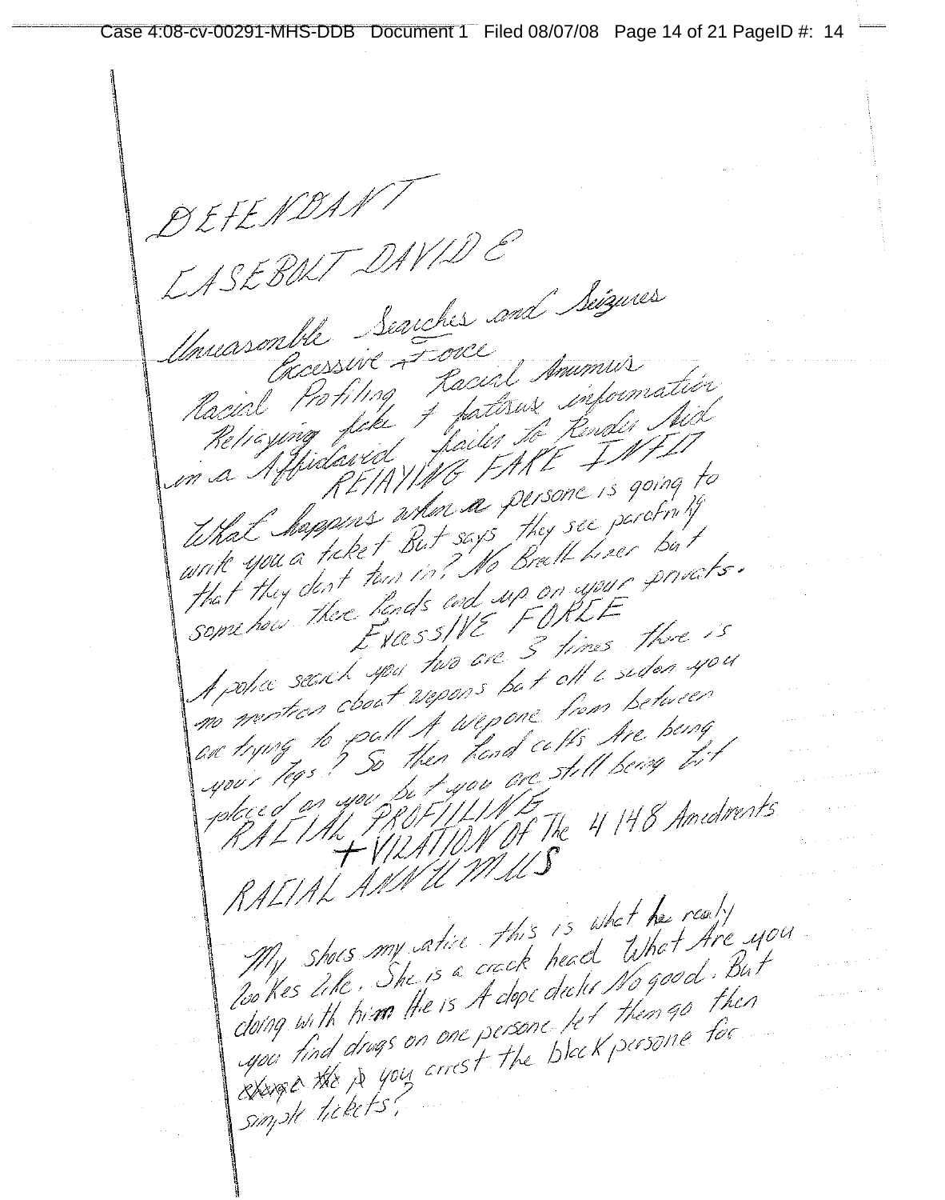DEFENDANT

EASEBOLT DAVID E

Unreasonble Searches and Seizures
Excessive Force
Racial Profiling Racial Animus
Relaying fake & fatisus information
on a Affidavid failer to Render Aid
RELAYING FAKE INFO

What happens when a persone is going to write you a ticket But says they see parafnilia that they dont turn in? No Breath Lizer but somehow there hands end up on your privats.

EXCESSIVE FORCE

A police search you two are 3 times there is no mention about wepons but all a sudden you are trying to pull A wepone from between your legs? So then hand cuffs Are being placed on you but you are still being hit

RACIAL PROFILING
+ VIOLATION Of The 4 14 8 Amedments

RACIAL ANNUMUS

My shoes my wife this is what he really looks like. She is a crack head What Are you doing with him He is A dope dealer No good. But you find drugs on one persone let them go then you arrest the black persone for simple tickets?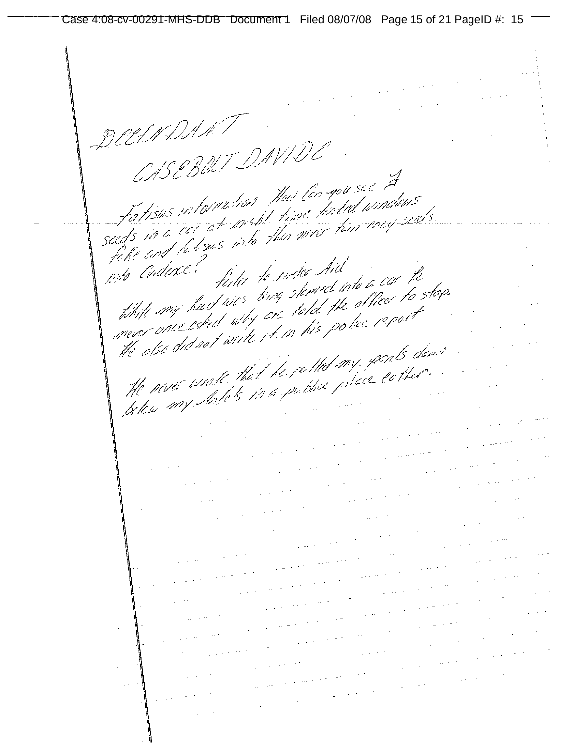DEFENDANT

CASEBOLT DAVIDE

Fatisus information How Can you see A seeds in a car at night time tinted windows fake and fatisus info then never turn eney seeds into Evidence?

Failer to render Aid

While my head was being slamed into a car he never once asked why are told the officer to stop. He also did not write it in his police report

He never wrote that he pulled my pants down below my Ankels in a public place eather.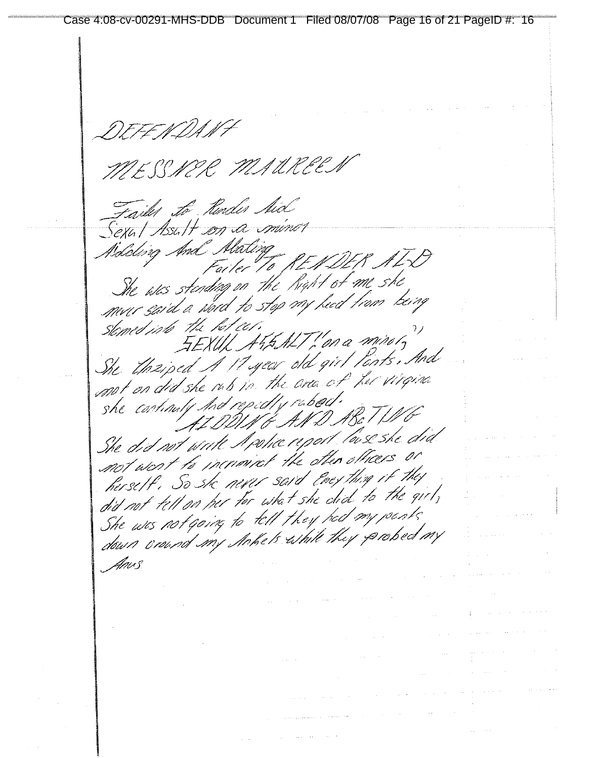DEFENDANT

MESSNER MAUREEN

Failer to Render Aid
Sexul Assult on a minor
Aiding And Abating

Failer To RENDER AID

She was standing on the Right of me she never said a word to stop my head from being slamed into the Pateer.

SEXUL ASSALT "on a minor"

She Unziped A 17 year old girl Pants. And not on did she rub in the area of her virgina she continuly And repedly rubed.

AIDDING AND ABATING

She did not write A police report Cause she did not want to incrminet the other officers or herself. So she never said Eney thing if they did not tell on her for what she did to the girl, She was not going to tell they had my pants down around my Ankels while they probed my Anus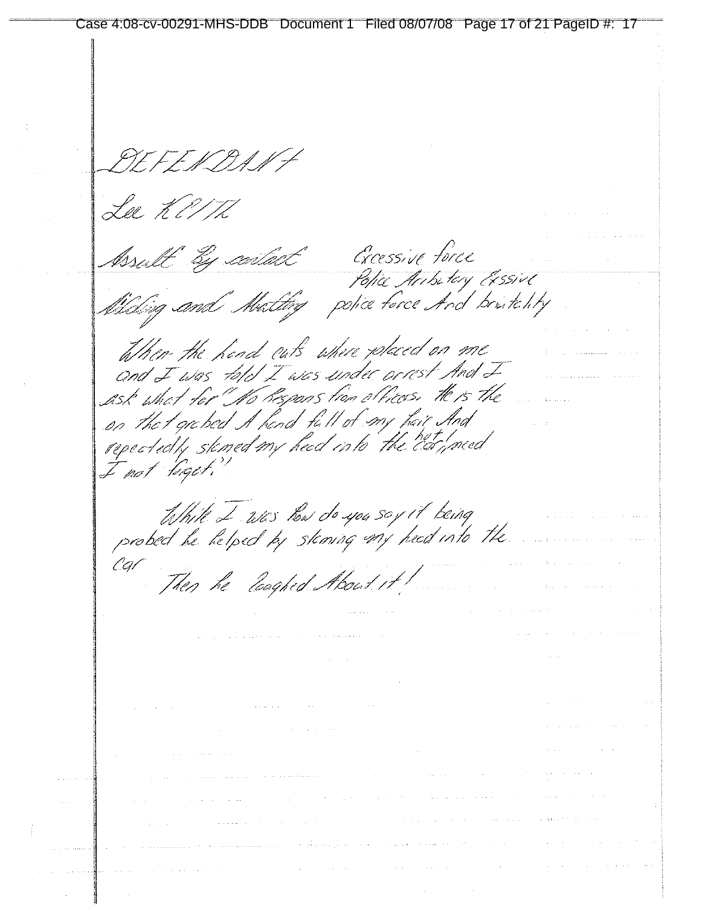DEFENDANT

Lee KEITH

Assult By contact — Excessive force

Aiding and Abetting — Police Aribatory Essive police force And brutality

When the hand cuffs where placed on me and I was told I was under arrest And I ask what for "No Respons from officers. He is the on that grabed A hand full of my hair And repeatedly slamed my head into the hot car, need I not forget."

While I was how do you say it being probed he helped by slaming my head into the car

Then he laughed About it!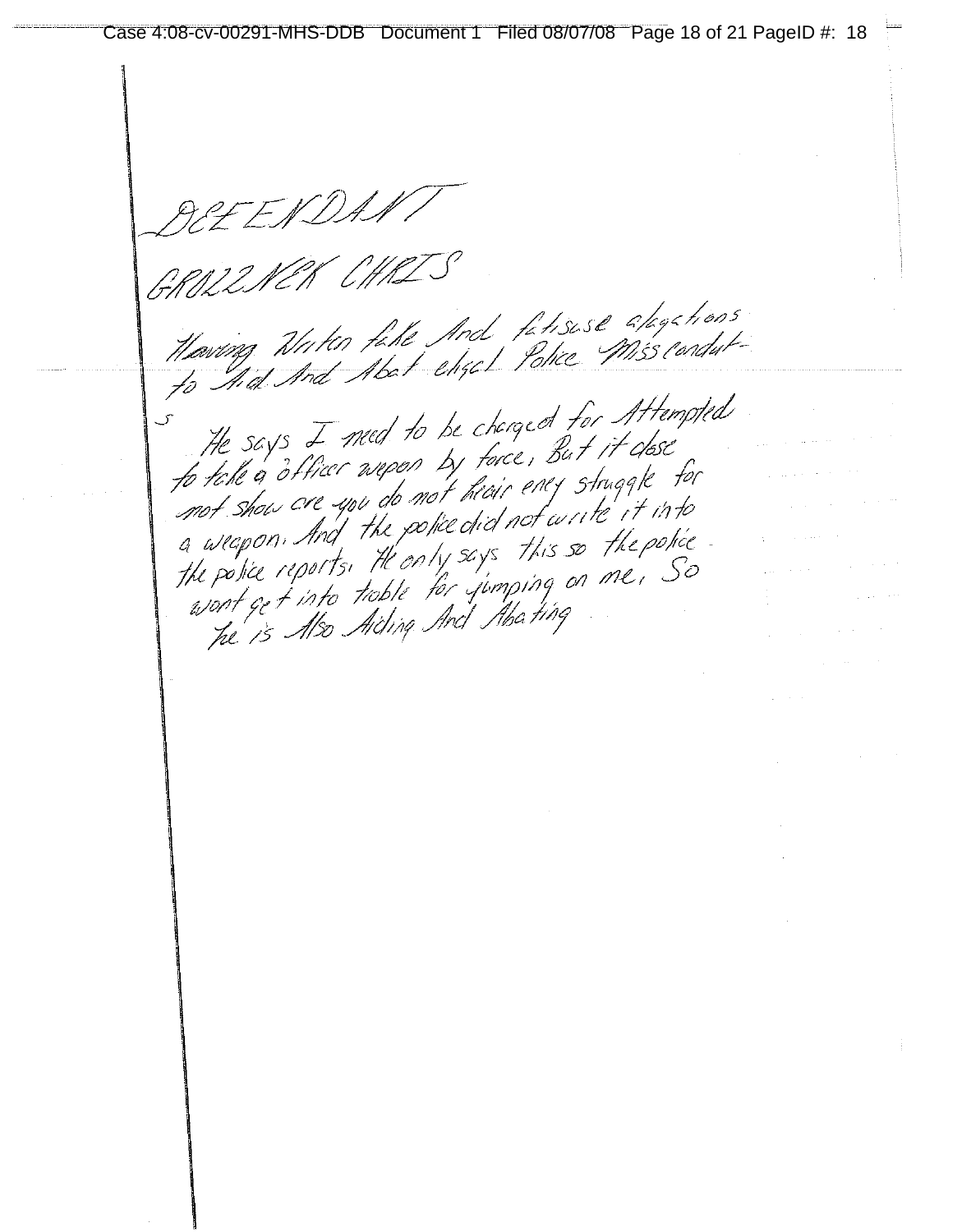DEFENDANT

GROZZNEK CHRIS

Having Writen fake And fatsuse alegations to Aid And Abat eligal Police Misscondut-s

He says I need to be charged for Attempted to take a officer wepon by force, But it dose not show are you do not heair eney struggle for a weapon. And the police did not write it into the police reports. He only says this so the police wont get into troble for jumping on me, So he is Also Aiding And Abating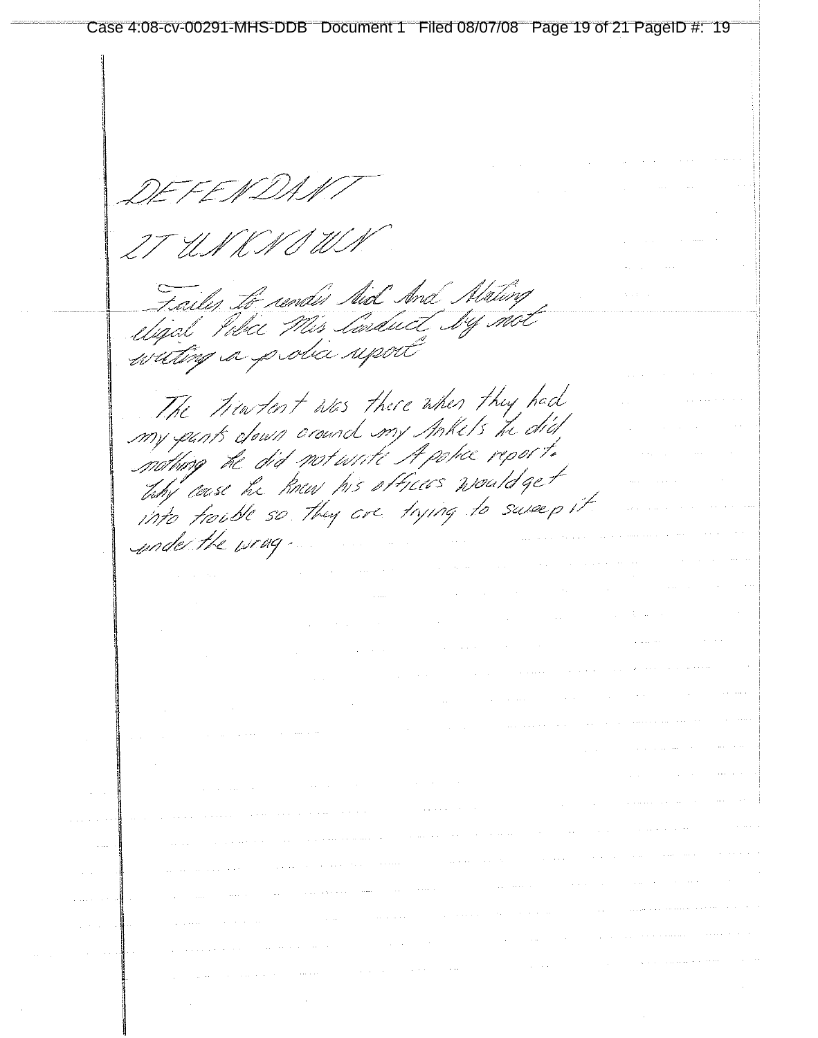DEFENDANT

27 UNKNOWN

Failes to render Aid And Making elegal Police Mis Conduct by not writing a police report

The Lieutent was there when they had my pants down around my Ankels he did nothing he did not write A police report. Why cause he knew his officers would get into trouble so they are trying to sweep it under the rug.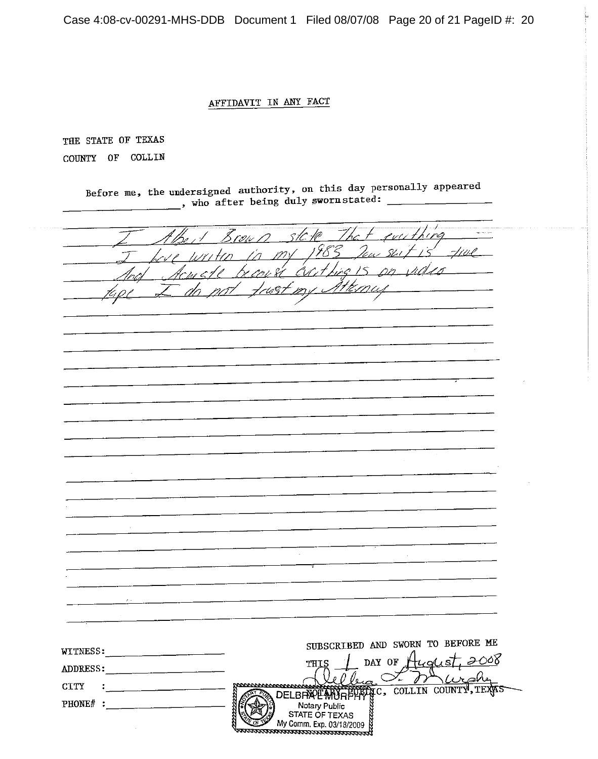## AFFIDAVIT IN ANY FACT

THE STATE OF TEXAS

COUNTY OF COLLIN

Before me, the undersigned authority, on this day personally appeared \_\_\_\_\_\_\_\_\_\_\_\_\_\_\_\_, who after being duly sworn stated: \_\_\_\_\_\_\_\_\_\_\_\_\_\_\_\_

I Albert Brown state That everything I have written in my 1983 law suit is true And Accurate because evrything is on video tape I do not trust my Attorney

WITNESS: \_\_\_\_\_\_\_\_\_\_\_\_\_\_\_\_

ADDRESS: \_\_\_\_\_\_\_\_\_\_\_\_\_\_\_\_

CITY : \_\_\_\_\_\_\_\_\_\_\_\_\_\_\_\_

PHONE# : \_\_\_\_\_\_\_\_\_\_\_\_\_\_\_\_

SUBSCRIBED AND SWORN TO BEFORE ME THIS 1 DAY OF August, 2008

Delbra L. Murphy

NOTARY PUBLIC, COLLIN COUNTY, TEXAS

DELBRA L. MURPHY
Notary Public
STATE OF TEXAS
My Comm. Exp. 03/18/2009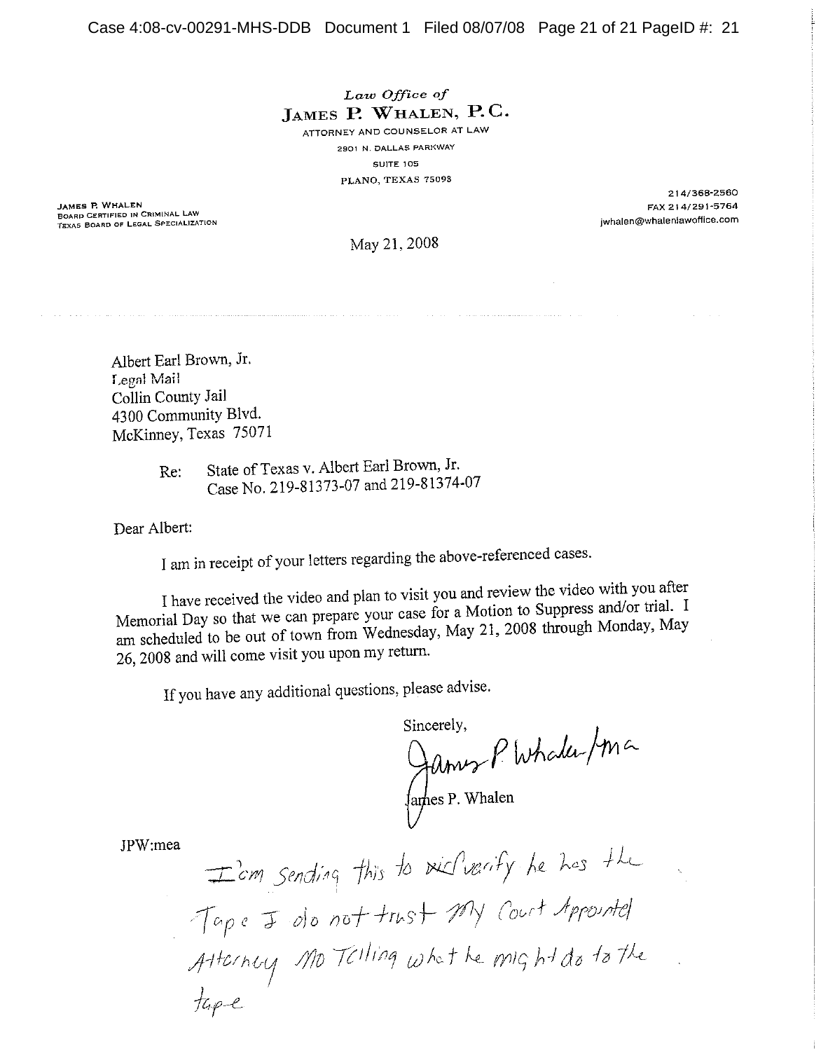*Law Office of*
**JAMES P. WHALEN, P.C.**
ATTORNEY AND COUNSELOR AT LAW
2901 N. DALLAS PARKWAY
SUITE 105
PLANO, TEXAS 75093

JAMES P. WHALEN
BOARD CERTIFIED IN CRIMINAL LAW
TEXAS BOARD OF LEGAL SPECIALIZATION

214/368-2560
FAX 214/291-5764
jwhalen@whalenlawoffice.com

May 21, 2008

Albert Earl Brown, Jr.
Legal Mail
Collin County Jail
4300 Community Blvd.
McKinney, Texas 75071

Re: State of Texas v. Albert Earl Brown, Jr.
Case No. 219-81373-07 and 219-81374-07

Dear Albert:

I am in receipt of your letters regarding the above-referenced cases.

I have received the video and plan to visit you and review the video with you after Memorial Day so that we can prepare your case for a Motion to Suppress and/or trial. I am scheduled to be out of town from Wednesday, May 21, 2008 through Monday, May 26, 2008 and will come visit you upon my return.

If you have any additional questions, please advise.

Sincerely,

James P. Whalen/ma

James P. Whalen

JPW:mea

I'm sending this to ~~ver~~ verify he has the Tape I do not trust my Court Appointed Attorney No Telling what he might do to the tape